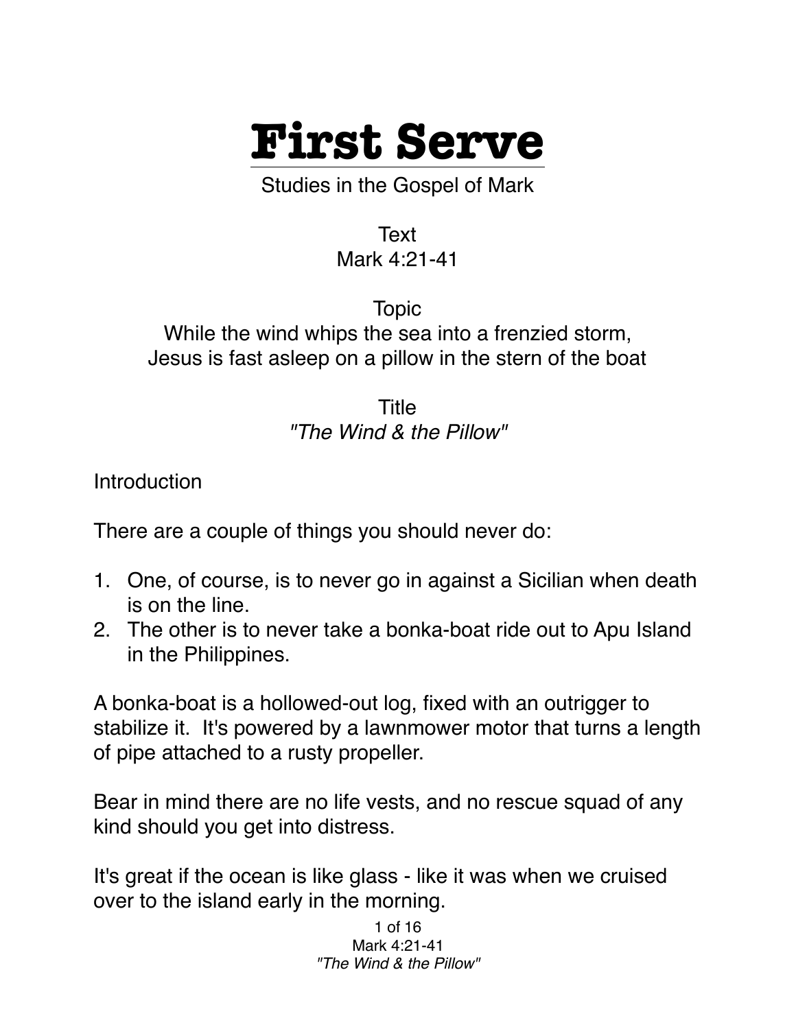# First Serve

Studies in the Gospel of Mark

Text
Mark 4:21-41

Topic
While the wind whips the sea into a frenzied storm,
Jesus is fast asleep on a pillow in the stern of the boat

Title
*"The Wind & the Pillow"*

Introduction

There are a couple of things you should never do:

1. One, of course, is to never go in against a Sicilian when death is on the line.
2. The other is to never take a bonka-boat ride out to Apu Island in the Philippines.

A bonka-boat is a hollowed-out log, fixed with an outrigger to stabilize it. It's powered by a lawnmower motor that turns a length of pipe attached to a rusty propeller.

Bear in mind there are no life vests, and no rescue squad of any kind should you get into distress.

It's great if the ocean is like glass - like it was when we cruised over to the island early in the morning.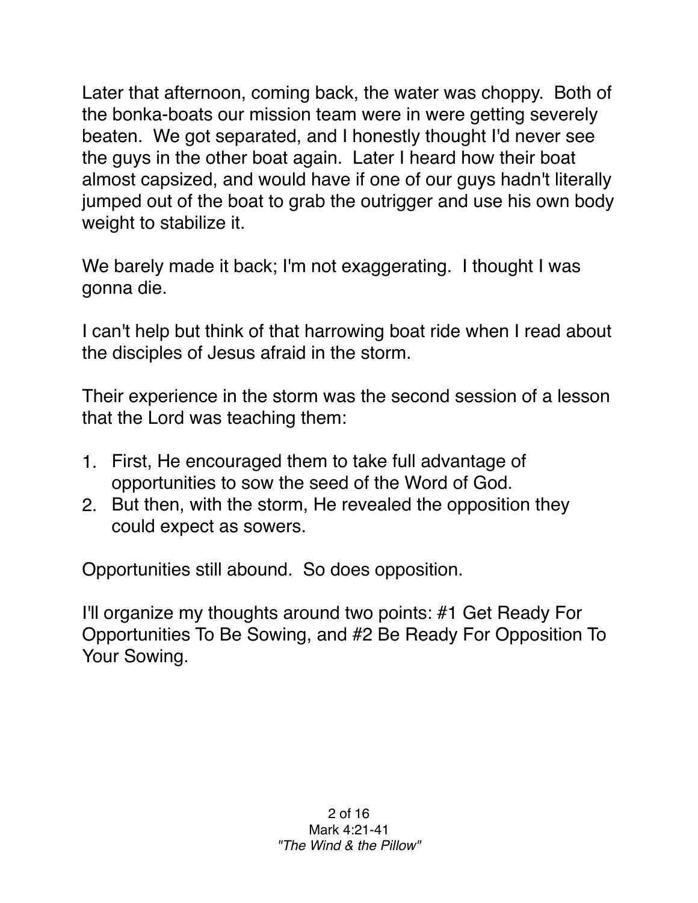Later that afternoon, coming back, the water was choppy. Both of the bonka-boats our mission team were in were getting severely beaten. We got separated, and I honestly thought I'd never see the guys in the other boat again. Later I heard how their boat almost capsized, and would have if one of our guys hadn't literally jumped out of the boat to grab the outrigger and use his own body weight to stabilize it.

We barely made it back; I'm not exaggerating. I thought I was gonna die.

I can't help but think of that harrowing boat ride when I read about the disciples of Jesus afraid in the storm.

Their experience in the storm was the second session of a lesson that the Lord was teaching them:

1. First, He encouraged them to take full advantage of opportunities to sow the seed of the Word of God.
2. But then, with the storm, He revealed the opposition they could expect as sowers.

Opportunities still abound. So does opposition.

I'll organize my thoughts around two points: #1 Get Ready For Opportunities To Be Sowing, and #2 Be Ready For Opposition To Your Sowing.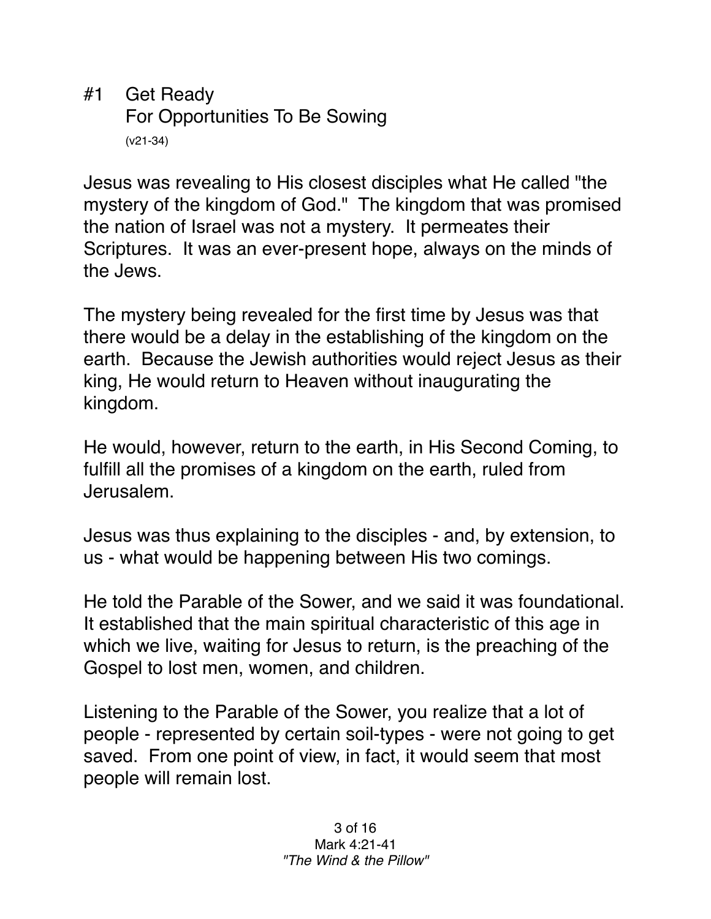## #1 Get Ready For Opportunities To Be Sowing

(v21-34)

Jesus was revealing to His closest disciples what He called "the mystery of the kingdom of God." The kingdom that was promised the nation of Israel was not a mystery. It permeates their Scriptures. It was an ever-present hope, always on the minds of the Jews.

The mystery being revealed for the first time by Jesus was that there would be a delay in the establishing of the kingdom on the earth. Because the Jewish authorities would reject Jesus as their king, He would return to Heaven without inaugurating the kingdom.

He would, however, return to the earth, in His Second Coming, to fulfill all the promises of a kingdom on the earth, ruled from Jerusalem.

Jesus was thus explaining to the disciples - and, by extension, to us - what would be happening between His two comings.

He told the Parable of the Sower, and we said it was foundational. It established that the main spiritual characteristic of this age in which we live, waiting for Jesus to return, is the preaching of the Gospel to lost men, women, and children.

Listening to the Parable of the Sower, you realize that a lot of people - represented by certain soil-types - were not going to get saved. From one point of view, in fact, it would seem that most people will remain lost.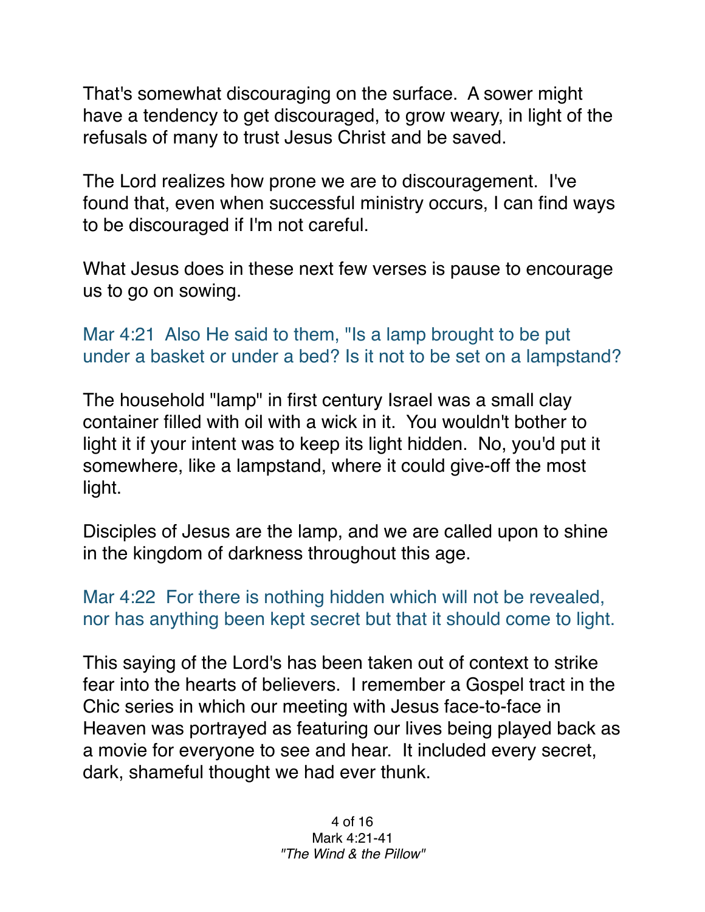That's somewhat discouraging on the surface. A sower might have a tendency to get discouraged, to grow weary, in light of the refusals of many to trust Jesus Christ and be saved.

The Lord realizes how prone we are to discouragement. I've found that, even when successful ministry occurs, I can find ways to be discouraged if I'm not careful.

What Jesus does in these next few verses is pause to encourage us to go on sowing.

Mar 4:21 Also He said to them, "Is a lamp brought to be put under a basket or under a bed? Is it not to be set on a lampstand?

The household "lamp" in first century Israel was a small clay container filled with oil with a wick in it. You wouldn't bother to light it if your intent was to keep its light hidden. No, you'd put it somewhere, like a lampstand, where it could give-off the most light.

Disciples of Jesus are the lamp, and we are called upon to shine in the kingdom of darkness throughout this age.

Mar 4:22 For there is nothing hidden which will not be revealed, nor has anything been kept secret but that it should come to light.

This saying of the Lord's has been taken out of context to strike fear into the hearts of believers. I remember a Gospel tract in the Chic series in which our meeting with Jesus face-to-face in Heaven was portrayed as featuring our lives being played back as a movie for everyone to see and hear. It included every secret, dark, shameful thought we had ever thunk.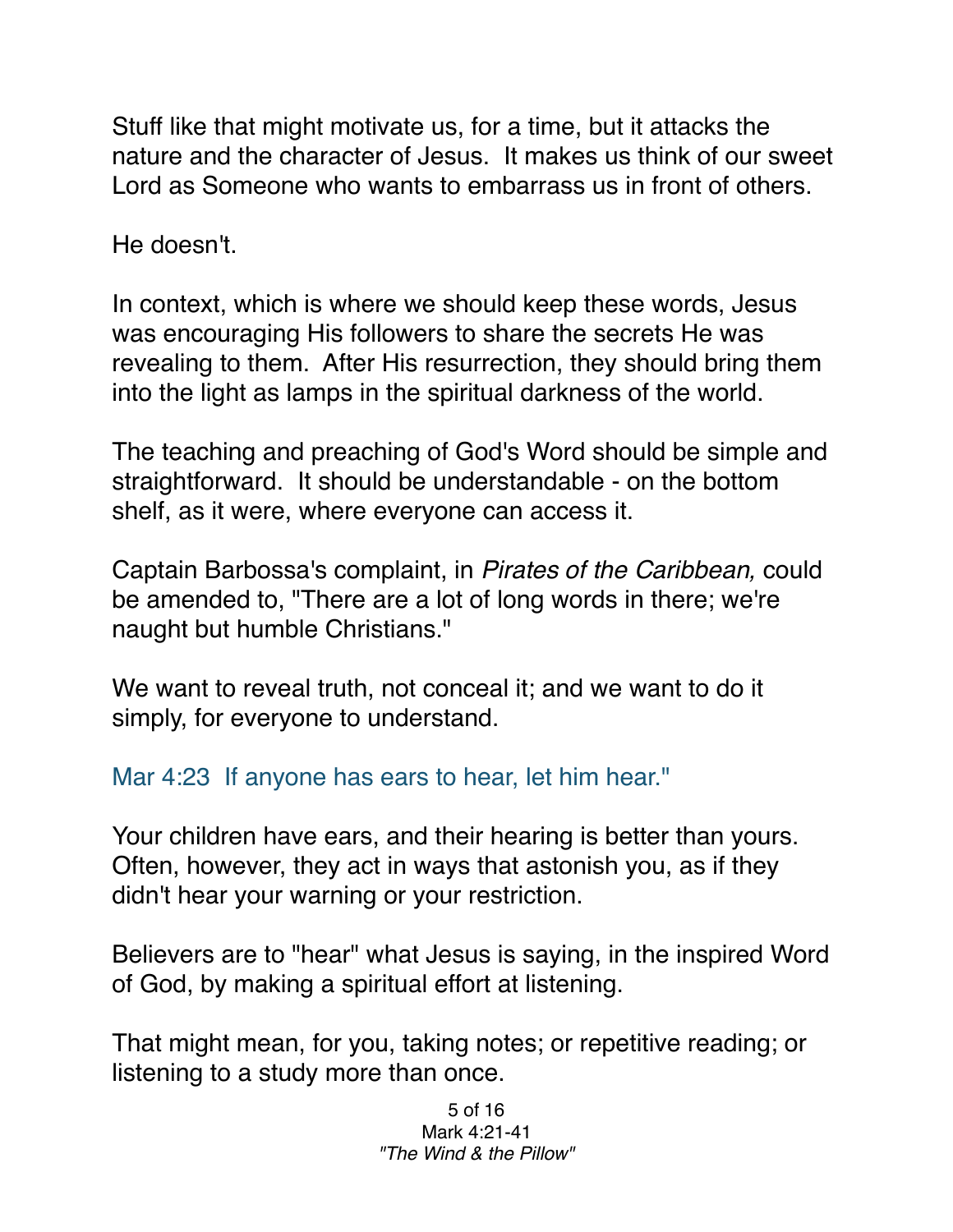Stuff like that might motivate us, for a time, but it attacks the nature and the character of Jesus.  It makes us think of our sweet Lord as Someone who wants to embarrass us in front of others.

He doesn't.

In context, which is where we should keep these words, Jesus was encouraging His followers to share the secrets He was revealing to them.  After His resurrection, they should bring them into the light as lamps in the spiritual darkness of the world.

The teaching and preaching of God's Word should be simple and straightforward.  It should be understandable - on the bottom shelf, as it were, where everyone can access it.

Captain Barbossa's complaint, in *Pirates of the Caribbean,* could be amended to, "There are a lot of long words in there; we're naught but humble Christians."

We want to reveal truth, not conceal it; and we want to do it simply, for everyone to understand.

Mar 4:23  If anyone has ears to hear, let him hear."

Your children have ears, and their hearing is better than yours. Often, however, they act in ways that astonish you, as if they didn't hear your warning or your restriction.

Believers are to "hear" what Jesus is saying, in the inspired Word of God, by making a spiritual effort at listening.

That might mean, for you, taking notes; or repetitive reading; or listening to a study more than once.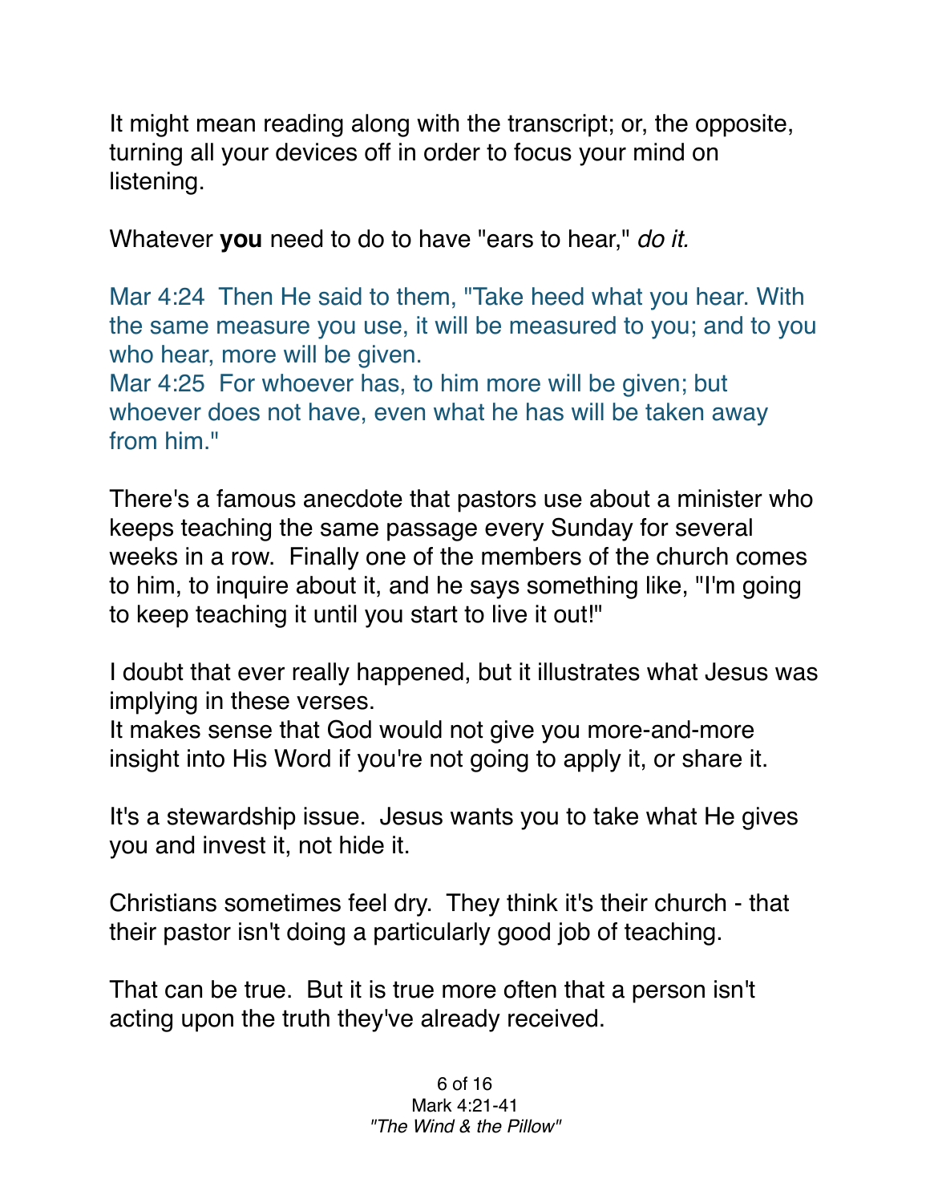It might mean reading along with the transcript; or, the opposite, turning all your devices off in order to focus your mind on listening.

Whatever **you** need to do to have "ears to hear," *do it.*

Mar 4:24  Then He said to them, "Take heed what you hear. With the same measure you use, it will be measured to you; and to you who hear, more will be given.
Mar 4:25  For whoever has, to him more will be given; but whoever does not have, even what he has will be taken away from him."

There's a famous anecdote that pastors use about a minister who keeps teaching the same passage every Sunday for several weeks in a row.  Finally one of the members of the church comes to him, to inquire about it, and he says something like, "I'm going to keep teaching it until you start to live it out!"

I doubt that ever really happened, but it illustrates what Jesus was implying in these verses.
It makes sense that God would not give you more-and-more insight into His Word if you're not going to apply it, or share it.

It's a stewardship issue.  Jesus wants you to take what He gives you and invest it, not hide it.

Christians sometimes feel dry.  They think it's their church - that their pastor isn't doing a particularly good job of teaching.

That can be true.  But it is true more often that a person isn't acting upon the truth they've already received.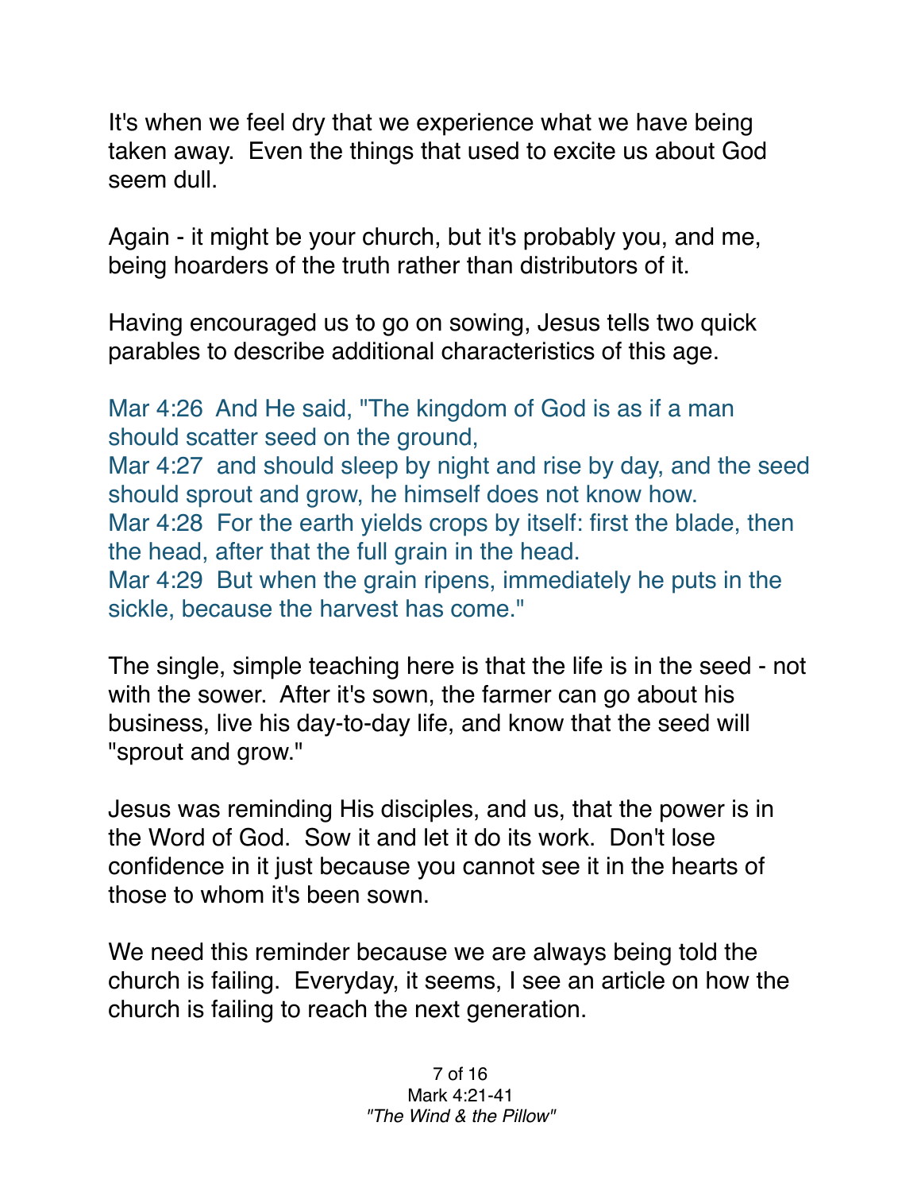It's when we feel dry that we experience what we have being taken away. Even the things that used to excite us about God seem dull.

Again - it might be your church, but it's probably you, and me, being hoarders of the truth rather than distributors of it.

Having encouraged us to go on sowing, Jesus tells two quick parables to describe additional characteristics of this age.

Mar 4:26 And He said, "The kingdom of God is as if a man should scatter seed on the ground,
Mar 4:27 and should sleep by night and rise by day, and the seed should sprout and grow, he himself does not know how.
Mar 4:28 For the earth yields crops by itself: first the blade, then the head, after that the full grain in the head.
Mar 4:29 But when the grain ripens, immediately he puts in the sickle, because the harvest has come."

The single, simple teaching here is that the life is in the seed - not with the sower. After it's sown, the farmer can go about his business, live his day-to-day life, and know that the seed will "sprout and grow."

Jesus was reminding His disciples, and us, that the power is in the Word of God. Sow it and let it do its work. Don't lose confidence in it just because you cannot see it in the hearts of those to whom it's been sown.

We need this reminder because we are always being told the church is failing. Everyday, it seems, I see an article on how the church is failing to reach the next generation.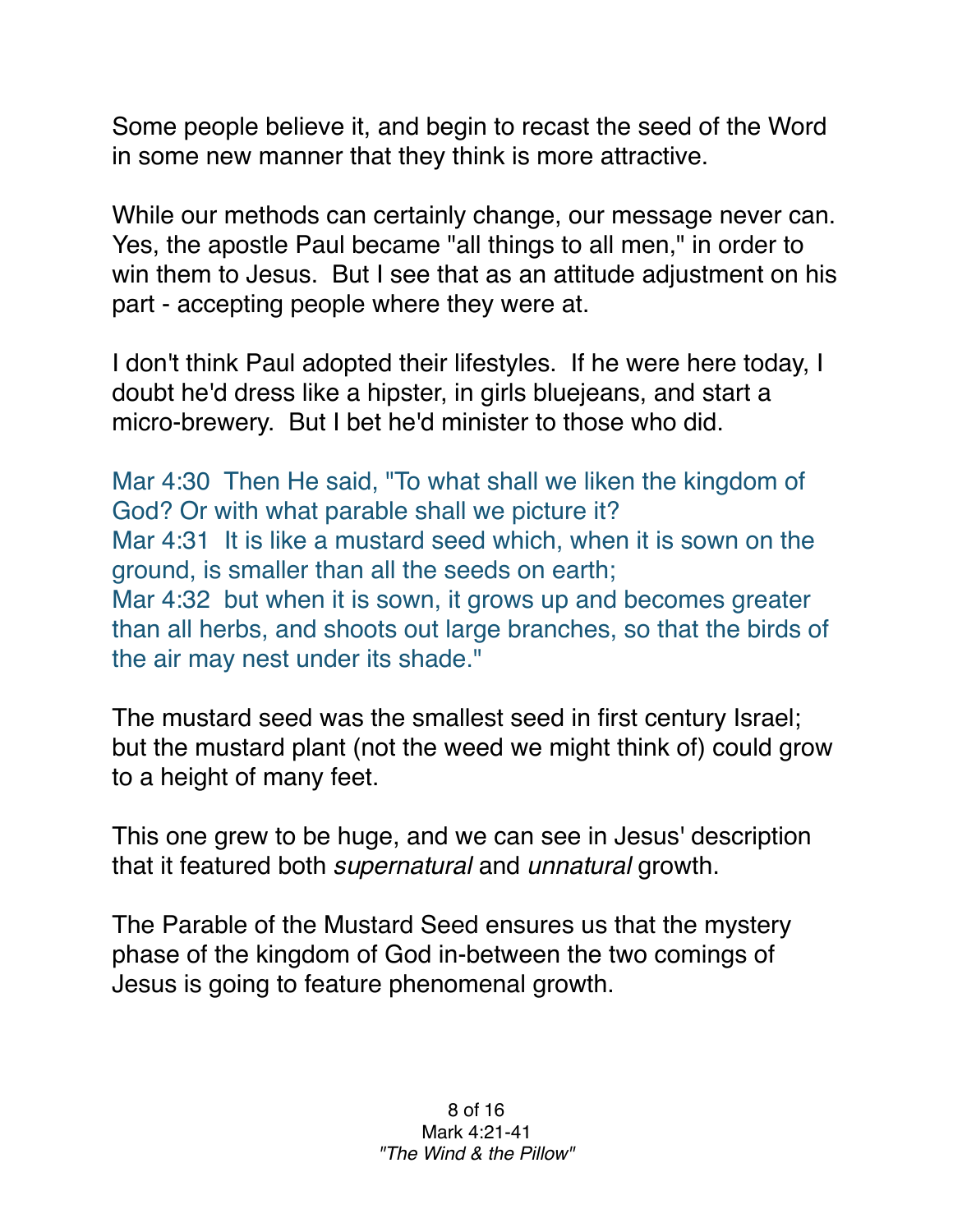Some people believe it, and begin to recast the seed of the Word in some new manner that they think is more attractive.

While our methods can certainly change, our message never can. Yes, the apostle Paul became "all things to all men," in order to win them to Jesus. But I see that as an attitude adjustment on his part - accepting people where they were at.

I don't think Paul adopted their lifestyles. If he were here today, I doubt he'd dress like a hipster, in girls bluejeans, and start a micro-brewery. But I bet he'd minister to those who did.

Mar 4:30 Then He said, "To what shall we liken the kingdom of God? Or with what parable shall we picture it?
Mar 4:31 It is like a mustard seed which, when it is sown on the ground, is smaller than all the seeds on earth;
Mar 4:32 but when it is sown, it grows up and becomes greater than all herbs, and shoots out large branches, so that the birds of the air may nest under its shade."

The mustard seed was the smallest seed in first century Israel; but the mustard plant (not the weed we might think of) could grow to a height of many feet.

This one grew to be huge, and we can see in Jesus' description that it featured both *supernatural* and *unnatural* growth.

The Parable of the Mustard Seed ensures us that the mystery phase of the kingdom of God in-between the two comings of Jesus is going to feature phenomenal growth.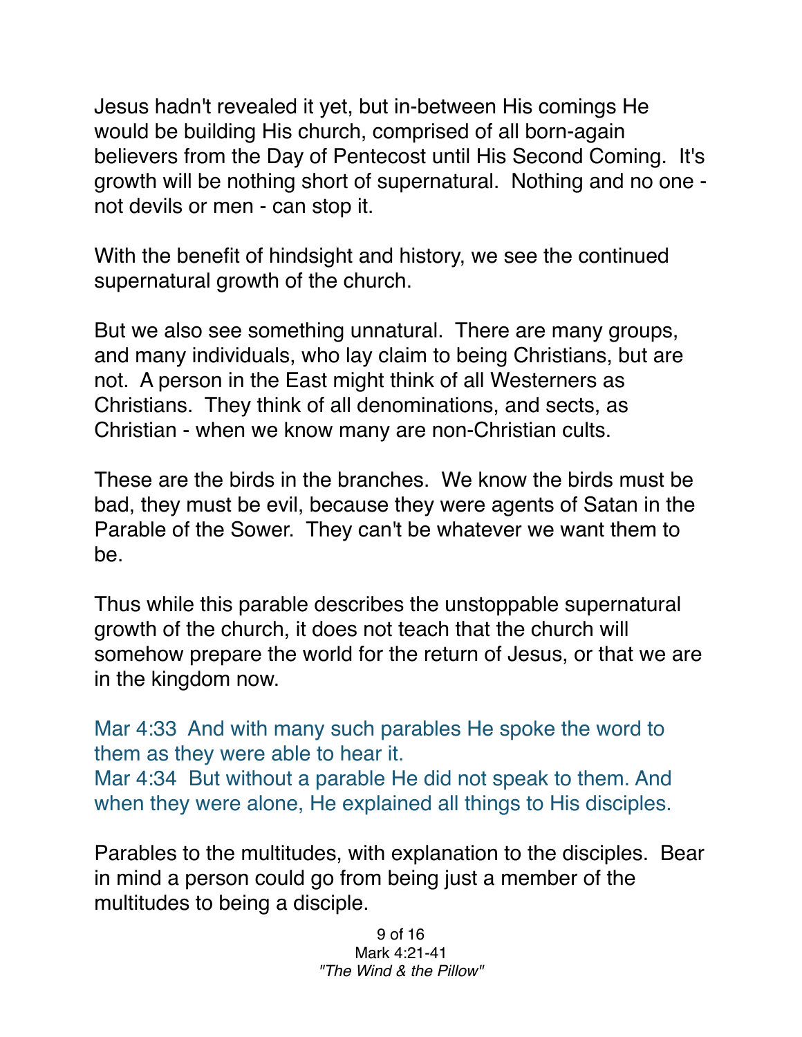Jesus hadn't revealed it yet, but in-between His comings He would be building His church, comprised of all born-again believers from the Day of Pentecost until His Second Coming.  It's growth will be nothing short of supernatural.  Nothing and no one - not devils or men - can stop it.

With the benefit of hindsight and history, we see the continued supernatural growth of the church.

But we also see something unnatural.  There are many groups, and many individuals, who lay claim to being Christians, but are not.  A person in the East might think of all Westerners as Christians.  They think of all denominations, and sects, as Christian - when we know many are non-Christian cults.

These are the birds in the branches.  We know the birds must be bad, they must be evil, because they were agents of Satan in the Parable of the Sower.  They can't be whatever we want them to be.

Thus while this parable describes the unstoppable supernatural growth of the church, it does not teach that the church will somehow prepare the world for the return of Jesus, or that we are in the kingdom now.

Mar 4:33  And with many such parables He spoke the word to them as they were able to hear it.
Mar 4:34  But without a parable He did not speak to them. And when they were alone, He explained all things to His disciples.

Parables to the multitudes, with explanation to the disciples.  Bear in mind a person could go from being just a member of the multitudes to being a disciple.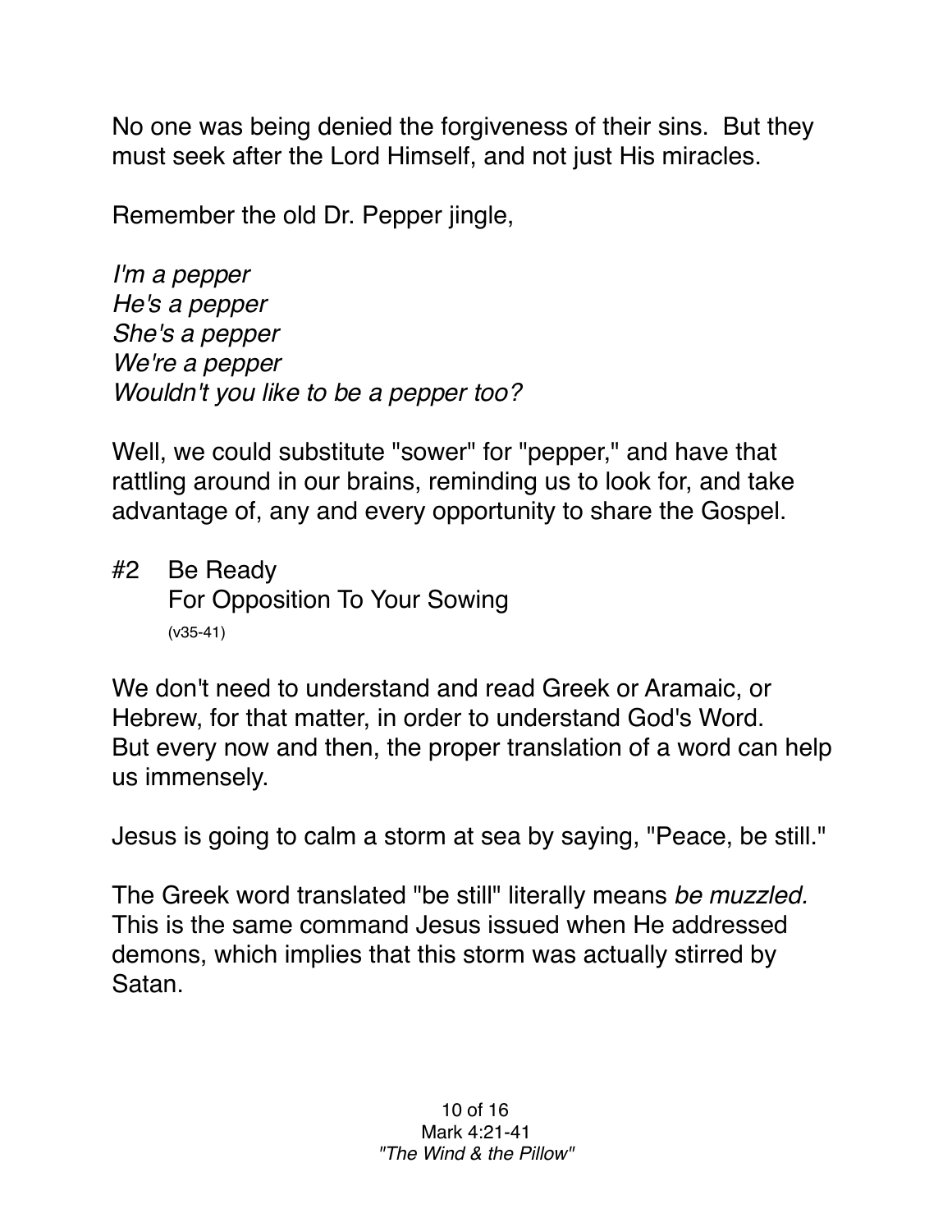No one was being denied the forgiveness of their sins. But they must seek after the Lord Himself, and not just His miracles.

Remember the old Dr. Pepper jingle,

*I'm a pepper*  
*He's a pepper*  
*She's a pepper*  
*We're a pepper*  
*Wouldn't you like to be a pepper too?*

Well, we could substitute "sower" for "pepper," and have that rattling around in our brains, reminding us to look for, and take advantage of, any and every opportunity to share the Gospel.

#2 Be Ready  
For Opposition To Your Sowing  
(v35-41)

We don't need to understand and read Greek or Aramaic, or Hebrew, for that matter, in order to understand God's Word. But every now and then, the proper translation of a word can help us immensely.

Jesus is going to calm a storm at sea by saying, "Peace, be still."

The Greek word translated "be still" literally means *be muzzled.* This is the same command Jesus issued when He addressed demons, which implies that this storm was actually stirred by Satan.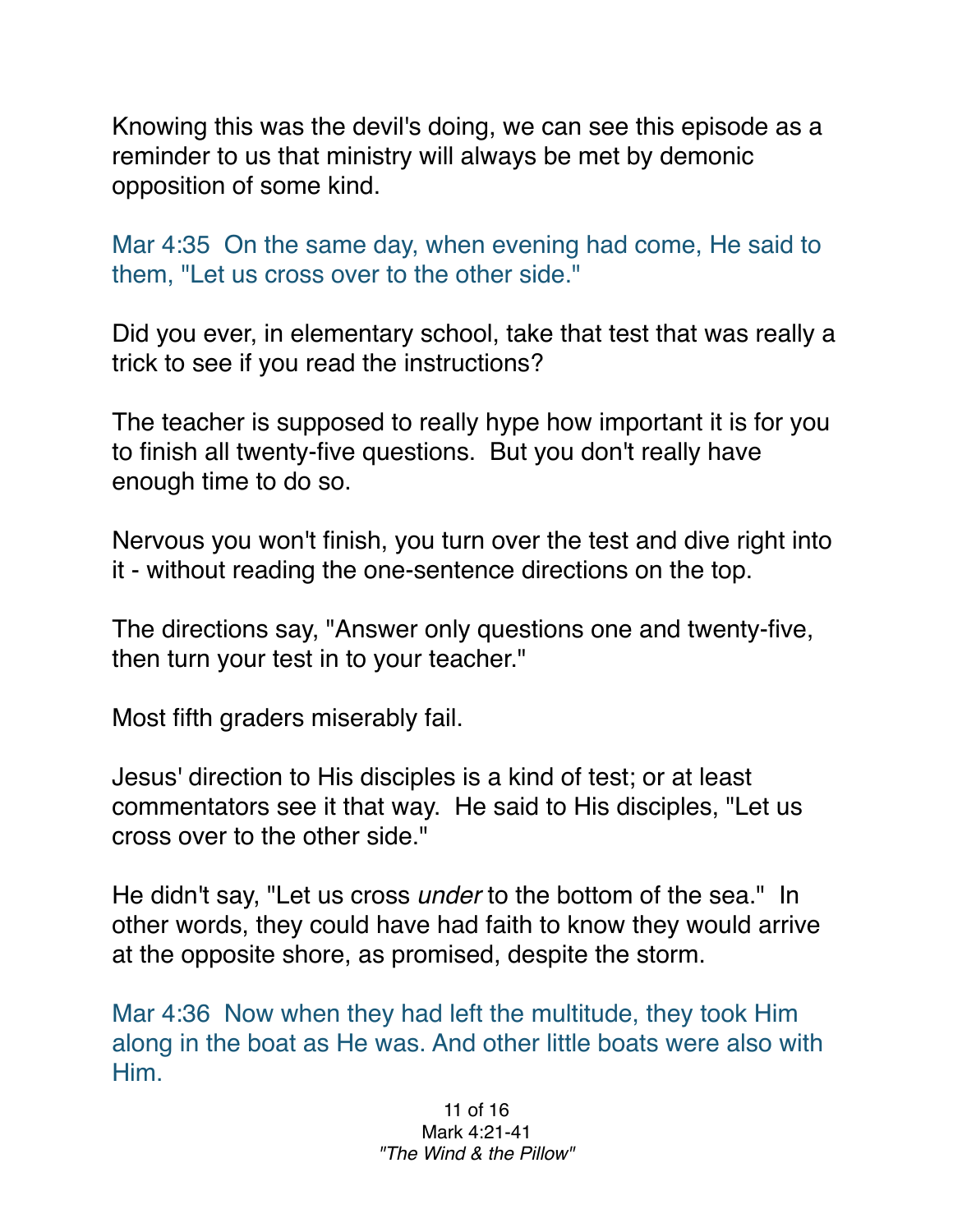Knowing this was the devil's doing, we can see this episode as a reminder to us that ministry will always be met by demonic opposition of some kind.

Mar 4:35  On the same day, when evening had come, He said to them, "Let us cross over to the other side."

Did you ever, in elementary school, take that test that was really a trick to see if you read the instructions?

The teacher is supposed to really hype how important it is for you to finish all twenty-five questions.  But you don't really have enough time to do so.

Nervous you won't finish, you turn over the test and dive right into it - without reading the one-sentence directions on the top.

The directions say, "Answer only questions one and twenty-five, then turn your test in to your teacher."

Most fifth graders miserably fail.

Jesus' direction to His disciples is a kind of test; or at least commentators see it that way.  He said to His disciples, "Let us cross over to the other side."

He didn't say, "Let us cross *under* to the bottom of the sea."  In other words, they could have had faith to know they would arrive at the opposite shore, as promised, despite the storm.

Mar 4:36  Now when they had left the multitude, they took Him along in the boat as He was. And other little boats were also with Him.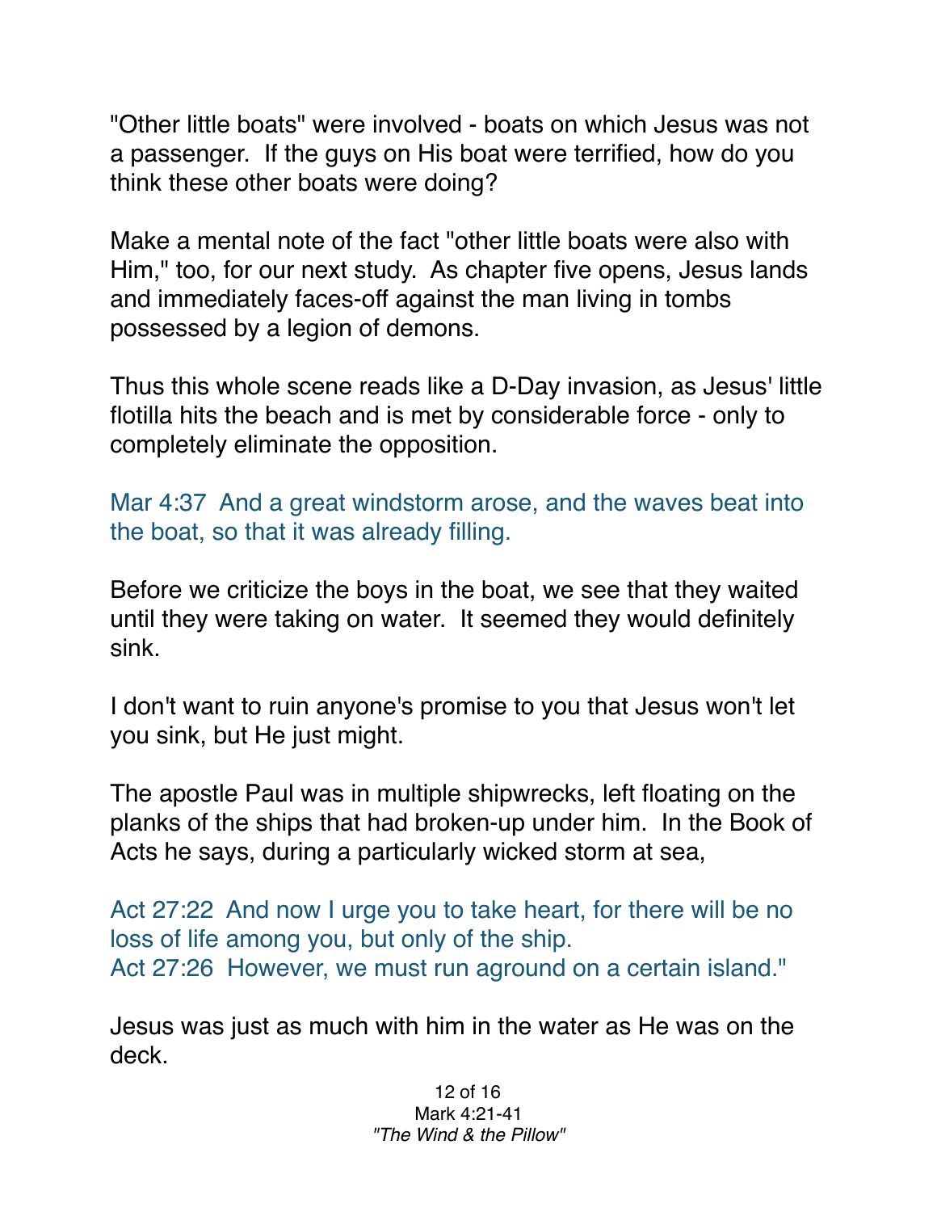"Other little boats" were involved - boats on which Jesus was not a passenger. If the guys on His boat were terrified, how do you think these other boats were doing?

Make a mental note of the fact "other little boats were also with Him," too, for our next study. As chapter five opens, Jesus lands and immediately faces-off against the man living in tombs possessed by a legion of demons.

Thus this whole scene reads like a D-Day invasion, as Jesus' little flotilla hits the beach and is met by considerable force - only to completely eliminate the opposition.

Mar 4:37 And a great windstorm arose, and the waves beat into the boat, so that it was already filling.

Before we criticize the boys in the boat, we see that they waited until they were taking on water. It seemed they would definitely sink.

I don't want to ruin anyone's promise to you that Jesus won't let you sink, but He just might.

The apostle Paul was in multiple shipwrecks, left floating on the planks of the ships that had broken-up under him. In the Book of Acts he says, during a particularly wicked storm at sea,

Act 27:22 And now I urge you to take heart, for there will be no loss of life among you, but only of the ship.
Act 27:26 However, we must run aground on a certain island."

Jesus was just as much with him in the water as He was on the deck.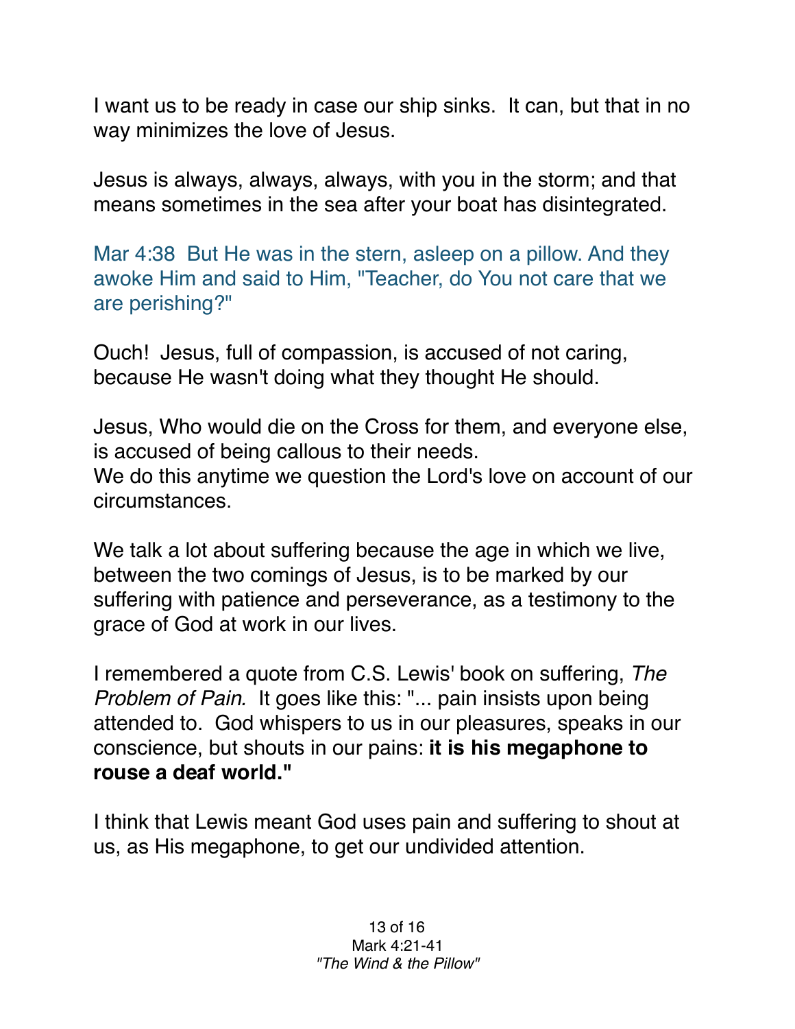I want us to be ready in case our ship sinks. It can, but that in no way minimizes the love of Jesus.

Jesus is always, always, always, with you in the storm; and that means sometimes in the sea after your boat has disintegrated.

Mar 4:38 But He was in the stern, asleep on a pillow. And they awoke Him and said to Him, "Teacher, do You not care that we are perishing?"

Ouch! Jesus, full of compassion, is accused of not caring, because He wasn't doing what they thought He should.

Jesus, Who would die on the Cross for them, and everyone else, is accused of being callous to their needs.
We do this anytime we question the Lord's love on account of our circumstances.

We talk a lot about suffering because the age in which we live, between the two comings of Jesus, is to be marked by our suffering with patience and perseverance, as a testimony to the grace of God at work in our lives.

I remembered a quote from C.S. Lewis' book on suffering, *The Problem of Pain.* It goes like this: "... pain insists upon being attended to. God whispers to us in our pleasures, speaks in our conscience, but shouts in our pains: **it is his megaphone to rouse a deaf world."**

I think that Lewis meant God uses pain and suffering to shout at us, as His megaphone, to get our undivided attention.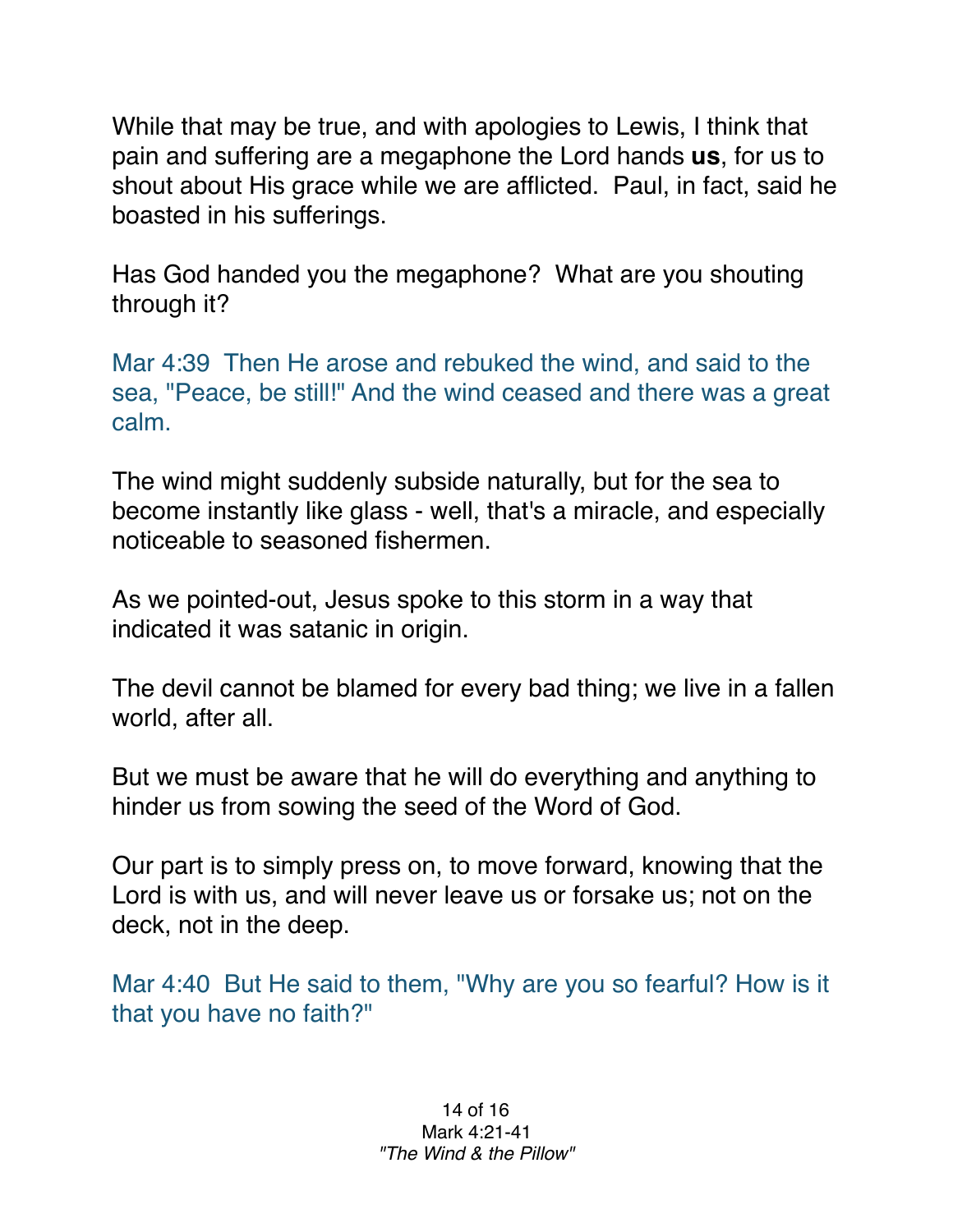While that may be true, and with apologies to Lewis, I think that pain and suffering are a megaphone the Lord hands **us**, for us to shout about His grace while we are afflicted. Paul, in fact, said he boasted in his sufferings.

Has God handed you the megaphone? What are you shouting through it?

Mar 4:39 Then He arose and rebuked the wind, and said to the sea, "Peace, be still!" And the wind ceased and there was a great calm.

The wind might suddenly subside naturally, but for the sea to become instantly like glass - well, that's a miracle, and especially noticeable to seasoned fishermen.

As we pointed-out, Jesus spoke to this storm in a way that indicated it was satanic in origin.

The devil cannot be blamed for every bad thing; we live in a fallen world, after all.

But we must be aware that he will do everything and anything to hinder us from sowing the seed of the Word of God.

Our part is to simply press on, to move forward, knowing that the Lord is with us, and will never leave us or forsake us; not on the deck, not in the deep.

Mar 4:40 But He said to them, "Why are you so fearful? How is it that you have no faith?"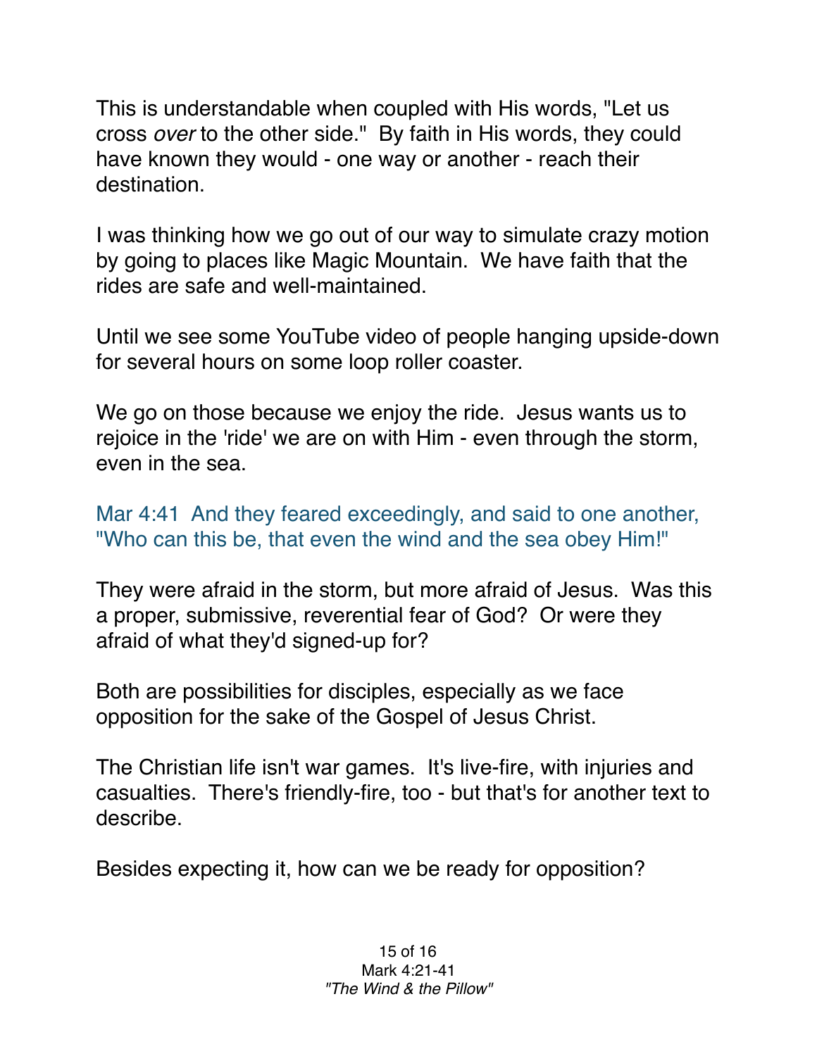This is understandable when coupled with His words, "Let us cross *over* to the other side." By faith in His words, they could have known they would - one way or another - reach their destination.

I was thinking how we go out of our way to simulate crazy motion by going to places like Magic Mountain. We have faith that the rides are safe and well-maintained.

Until we see some YouTube video of people hanging upside-down for several hours on some loop roller coaster.

We go on those because we enjoy the ride. Jesus wants us to rejoice in the 'ride' we are on with Him - even through the storm, even in the sea.

Mar 4:41 And they feared exceedingly, and said to one another, "Who can this be, that even the wind and the sea obey Him!"

They were afraid in the storm, but more afraid of Jesus. Was this a proper, submissive, reverential fear of God? Or were they afraid of what they'd signed-up for?

Both are possibilities for disciples, especially as we face opposition for the sake of the Gospel of Jesus Christ.

The Christian life isn't war games. It's live-fire, with injuries and casualties. There's friendly-fire, too - but that's for another text to describe.

Besides expecting it, how can we be ready for opposition?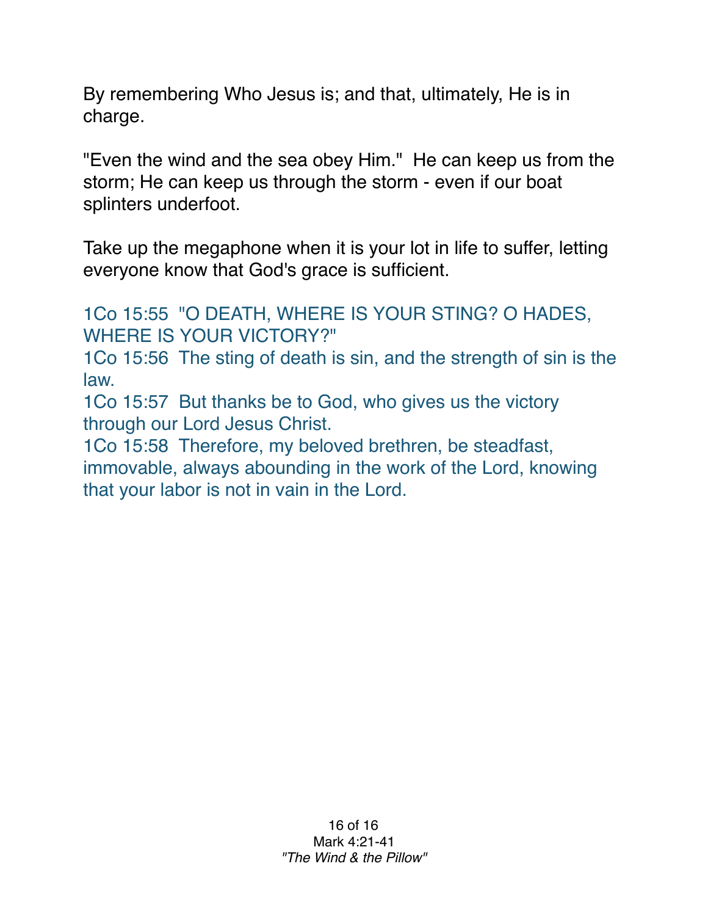By remembering Who Jesus is; and that, ultimately, He is in charge.

"Even the wind and the sea obey Him."  He can keep us from the storm; He can keep us through the storm - even if our boat splinters underfoot.

Take up the megaphone when it is your lot in life to suffer, letting everyone know that God's grace is sufficient.

1Co 15:55  "O DEATH, WHERE IS YOUR STING? O HADES, WHERE IS YOUR VICTORY?"
1Co 15:56  The sting of death is sin, and the strength of sin is the law.
1Co 15:57  But thanks be to God, who gives us the victory through our Lord Jesus Christ.
1Co 15:58  Therefore, my beloved brethren, be steadfast, immovable, always abounding in the work of the Lord, knowing that your labor is not in vain in the Lord.